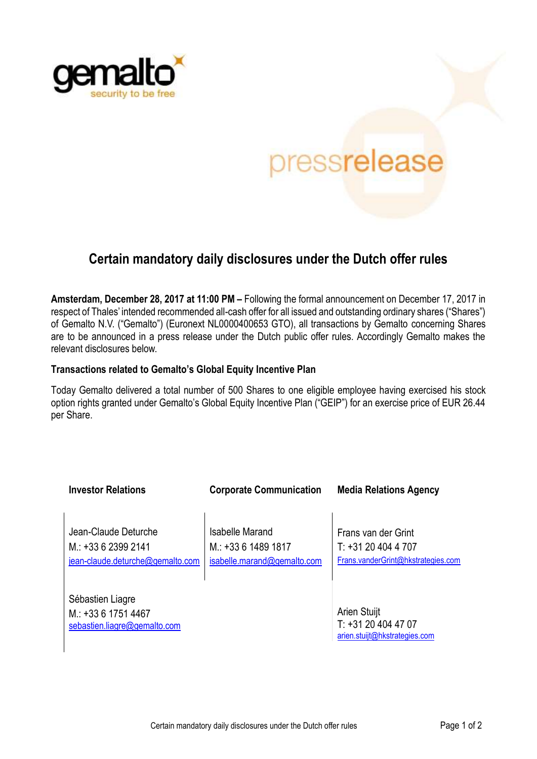gemalto
security to be free

pressrelease

# Certain mandatory daily disclosures under the Dutch offer rules

**Amsterdam, December 28, 2017 at 11:00 PM –** Following the formal announcement on December 17, 2017 in respect of Thales' intended recommended all-cash offer for all issued and outstanding ordinary shares ("Shares") of Gemalto N.V. ("Gemalto") (Euronext NL0000400653 GTO), all transactions by Gemalto concerning Shares are to be announced in a press release under the Dutch public offer rules. Accordingly Gemalto makes the relevant disclosures below.

**Transactions related to Gemalto's Global Equity Incentive Plan**

Today Gemalto delivered a total number of 500 Shares to one eligible employee having exercised his stock option rights granted under Gemalto's Global Equity Incentive Plan ("GEIP") for an exercise price of EUR 26.44 per Share.

| Investor Relations | Corporate Communication | Media Relations Agency |
| --- | --- | --- |
| Jean-Claude Deturche<br>M.: +33 6 2399 2141<br>jean-claude.deturche@gemalto.com | Isabelle Marand<br>M.: +33 6 1489 1817<br>isabelle.marand@gemalto.com | Frans van der Grint<br>T: +31 20 404 4 707<br>Frans.vanderGrint@hkstrategies.com |
| Sébastien Liagre<br>M.: +33 6 1751 4467<br>sebastien.liagre@gemalto.com | | Arien Stuijt<br>T: +31 20 404 47 07<br>arien.stuijt@hkstrategies.com |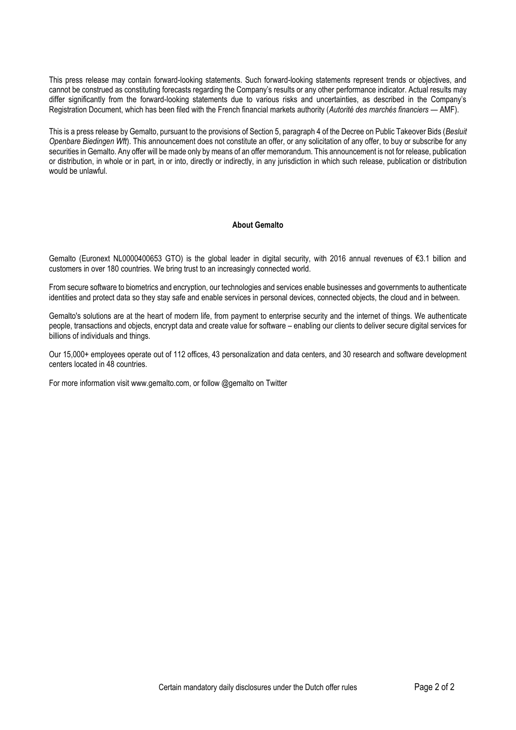This press release may contain forward-looking statements. Such forward-looking statements represent trends or objectives, and cannot be construed as constituting forecasts regarding the Company's results or any other performance indicator. Actual results may differ significantly from the forward-looking statements due to various risks and uncertainties, as described in the Company's Registration Document, which has been filed with the French financial markets authority (*Autorité des marchés financiers* — AMF).

This is a press release by Gemalto, pursuant to the provisions of Section 5, paragraph 4 of the Decree on Public Takeover Bids (*Besluit Openbare Biedingen Wft*). This announcement does not constitute an offer, or any solicitation of any offer, to buy or subscribe for any securities in Gemalto. Any offer will be made only by means of an offer memorandum. This announcement is not for release, publication or distribution, in whole or in part, in or into, directly or indirectly, in any jurisdiction in which such release, publication or distribution would be unlawful.

**About Gemalto**

Gemalto (Euronext NL0000400653 GTO) is the global leader in digital security, with 2016 annual revenues of €3.1 billion and customers in over 180 countries. We bring trust to an increasingly connected world.

From secure software to biometrics and encryption, our technologies and services enable businesses and governments to authenticate identities and protect data so they stay safe and enable services in personal devices, connected objects, the cloud and in between.

Gemalto's solutions are at the heart of modern life, from payment to enterprise security and the internet of things. We authenticate people, transactions and objects, encrypt data and create value for software – enabling our clients to deliver secure digital services for billions of individuals and things.

Our 15,000+ employees operate out of 112 offices, 43 personalization and data centers, and 30 research and software development centers located in 48 countries.

For more information visit www.gemalto.com, or follow @gemalto on Twitter